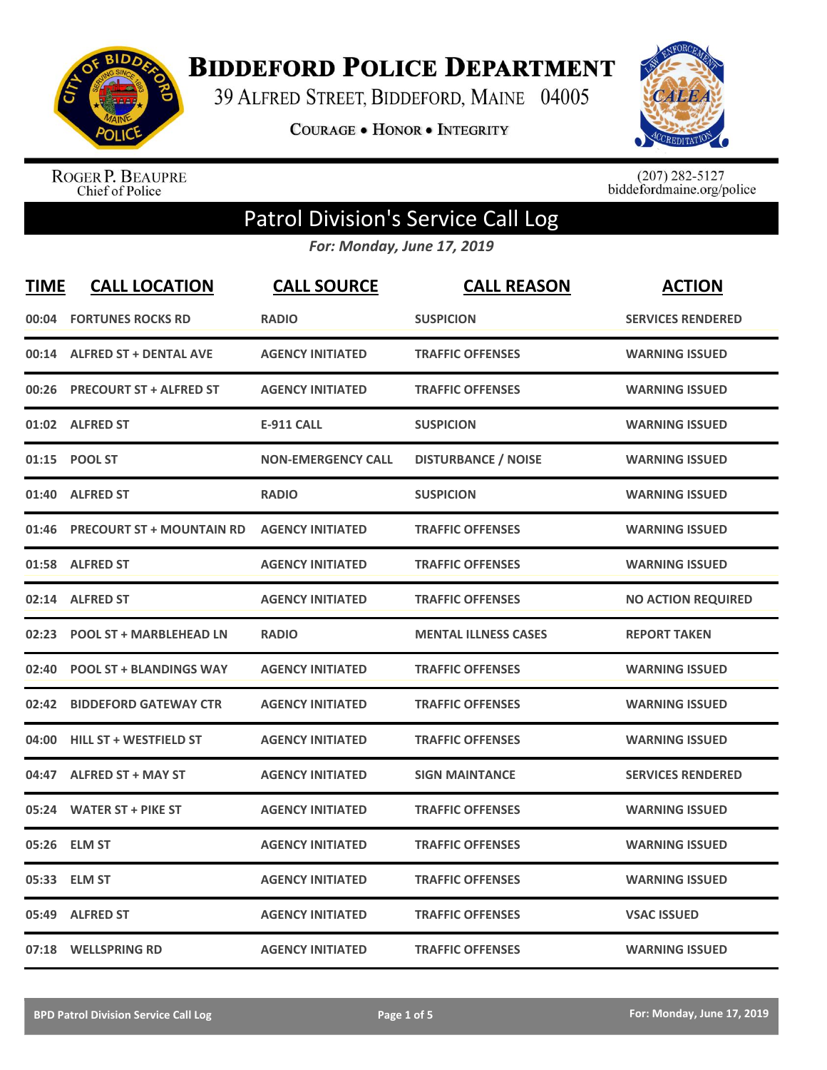# Biddeford Police Department

39 Alfred Street, Biddeford, Maine 04005

Courage • Honor • Integrity

Roger P. Beaupre
Chief of Police

(207) 282-5127
biddefordmaine.org/police

## Patrol Division's Service Call Log

*For: Monday, June 17, 2019*

| TIME | CALL LOCATION | CALL SOURCE | CALL REASON | ACTION |
|---|---|---|---|---|
| 00:04 | FORTUNES ROCKS RD | RADIO | SUSPICION | SERVICES RENDERED |
| 00:14 | ALFRED ST + DENTAL AVE | AGENCY INITIATED | TRAFFIC OFFENSES | WARNING ISSUED |
| 00:26 | PRECOURT ST + ALFRED ST | AGENCY INITIATED | TRAFFIC OFFENSES | WARNING ISSUED |
| 01:02 | ALFRED ST | E-911 CALL | SUSPICION | WARNING ISSUED |
| 01:15 | POOL ST | NON-EMERGENCY CALL | DISTURBANCE / NOISE | WARNING ISSUED |
| 01:40 | ALFRED ST | RADIO | SUSPICION | WARNING ISSUED |
| 01:46 | PRECOURT ST + MOUNTAIN RD | AGENCY INITIATED | TRAFFIC OFFENSES | WARNING ISSUED |
| 01:58 | ALFRED ST | AGENCY INITIATED | TRAFFIC OFFENSES | WARNING ISSUED |
| 02:14 | ALFRED ST | AGENCY INITIATED | TRAFFIC OFFENSES | NO ACTION REQUIRED |
| 02:23 | POOL ST + MARBLEHEAD LN | RADIO | MENTAL ILLNESS CASES | REPORT TAKEN |
| 02:40 | POOL ST + BLANDINGS WAY | AGENCY INITIATED | TRAFFIC OFFENSES | WARNING ISSUED |
| 02:42 | BIDDEFORD GATEWAY CTR | AGENCY INITIATED | TRAFFIC OFFENSES | WARNING ISSUED |
| 04:00 | HILL ST + WESTFIELD ST | AGENCY INITIATED | TRAFFIC OFFENSES | WARNING ISSUED |
| 04:47 | ALFRED ST + MAY ST | AGENCY INITIATED | SIGN MAINTANCE | SERVICES RENDERED |
| 05:24 | WATER ST + PIKE ST | AGENCY INITIATED | TRAFFIC OFFENSES | WARNING ISSUED |
| 05:26 | ELM ST | AGENCY INITIATED | TRAFFIC OFFENSES | WARNING ISSUED |
| 05:33 | ELM ST | AGENCY INITIATED | TRAFFIC OFFENSES | WARNING ISSUED |
| 05:49 | ALFRED ST | AGENCY INITIATED | TRAFFIC OFFENSES | VSAC ISSUED |
| 07:18 | WELLSPRING RD | AGENCY INITIATED | TRAFFIC OFFENSES | WARNING ISSUED |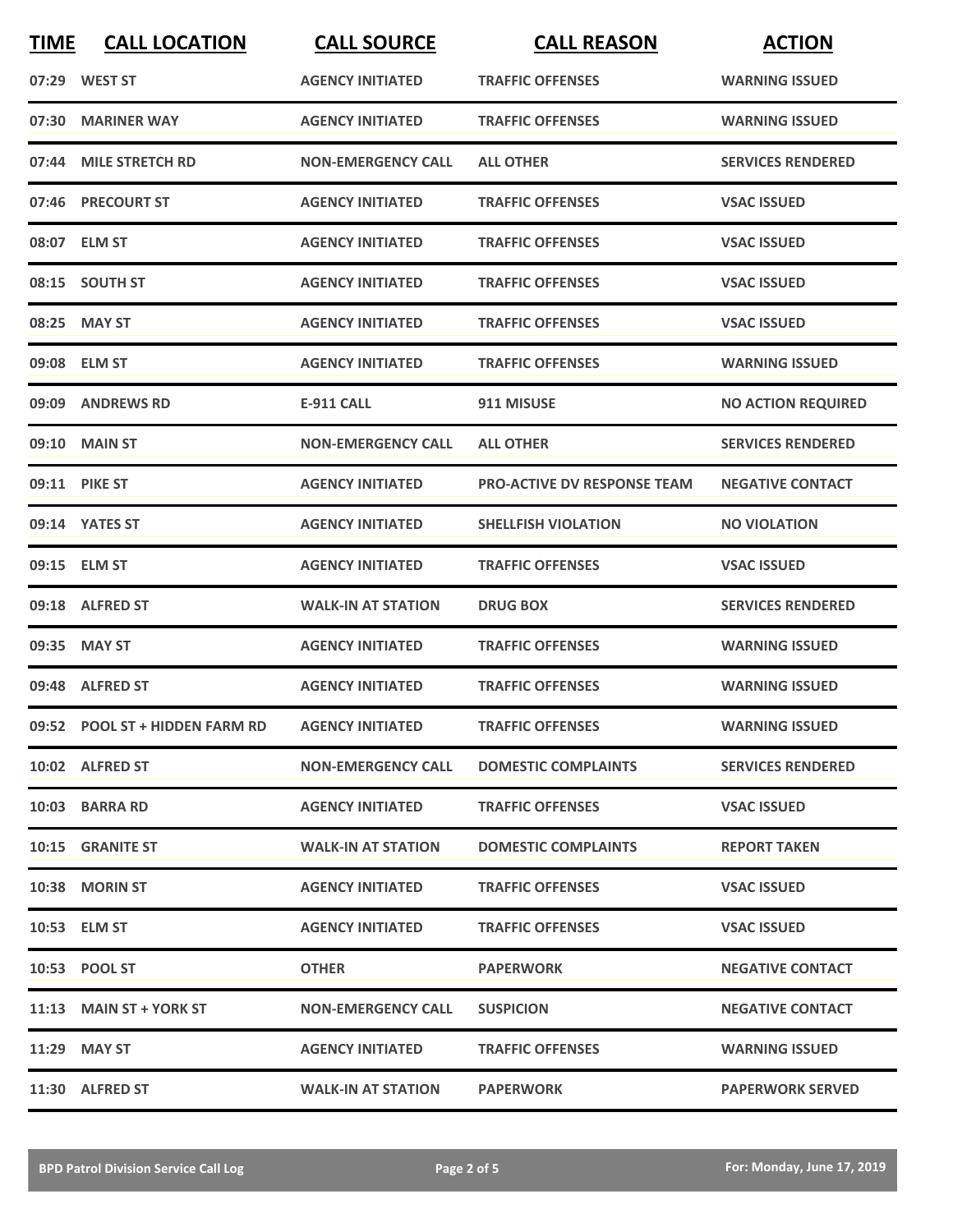| TIME | CALL LOCATION | CALL SOURCE | CALL REASON | ACTION |
|---|---|---|---|---|
| 07:29 | WEST ST | AGENCY INITIATED | TRAFFIC OFFENSES | WARNING ISSUED |
| 07:30 | MARINER WAY | AGENCY INITIATED | TRAFFIC OFFENSES | WARNING ISSUED |
| 07:44 | MILE STRETCH RD | NON-EMERGENCY CALL | ALL OTHER | SERVICES RENDERED |
| 07:46 | PRECOURT ST | AGENCY INITIATED | TRAFFIC OFFENSES | VSAC ISSUED |
| 08:07 | ELM ST | AGENCY INITIATED | TRAFFIC OFFENSES | VSAC ISSUED |
| 08:15 | SOUTH ST | AGENCY INITIATED | TRAFFIC OFFENSES | VSAC ISSUED |
| 08:25 | MAY ST | AGENCY INITIATED | TRAFFIC OFFENSES | VSAC ISSUED |
| 09:08 | ELM ST | AGENCY INITIATED | TRAFFIC OFFENSES | WARNING ISSUED |
| 09:09 | ANDREWS RD | E-911 CALL | 911 MISUSE | NO ACTION REQUIRED |
| 09:10 | MAIN ST | NON-EMERGENCY CALL | ALL OTHER | SERVICES RENDERED |
| 09:11 | PIKE ST | AGENCY INITIATED | PRO-ACTIVE DV RESPONSE TEAM | NEGATIVE CONTACT |
| 09:14 | YATES ST | AGENCY INITIATED | SHELLFISH VIOLATION | NO VIOLATION |
| 09:15 | ELM ST | AGENCY INITIATED | TRAFFIC OFFENSES | VSAC ISSUED |
| 09:18 | ALFRED ST | WALK-IN AT STATION | DRUG BOX | SERVICES RENDERED |
| 09:35 | MAY ST | AGENCY INITIATED | TRAFFIC OFFENSES | WARNING ISSUED |
| 09:48 | ALFRED ST | AGENCY INITIATED | TRAFFIC OFFENSES | WARNING ISSUED |
| 09:52 | POOL ST + HIDDEN FARM RD | AGENCY INITIATED | TRAFFIC OFFENSES | WARNING ISSUED |
| 10:02 | ALFRED ST | NON-EMERGENCY CALL | DOMESTIC COMPLAINTS | SERVICES RENDERED |
| 10:03 | BARRA RD | AGENCY INITIATED | TRAFFIC OFFENSES | VSAC ISSUED |
| 10:15 | GRANITE ST | WALK-IN AT STATION | DOMESTIC COMPLAINTS | REPORT TAKEN |
| 10:38 | MORIN ST | AGENCY INITIATED | TRAFFIC OFFENSES | VSAC ISSUED |
| 10:53 | ELM ST | AGENCY INITIATED | TRAFFIC OFFENSES | VSAC ISSUED |
| 10:53 | POOL ST | OTHER | PAPERWORK | NEGATIVE CONTACT |
| 11:13 | MAIN ST + YORK ST | NON-EMERGENCY CALL | SUSPICION | NEGATIVE CONTACT |
| 11:29 | MAY ST | AGENCY INITIATED | TRAFFIC OFFENSES | WARNING ISSUED |
| 11:30 | ALFRED ST | WALK-IN AT STATION | PAPERWORK | PAPERWORK SERVED |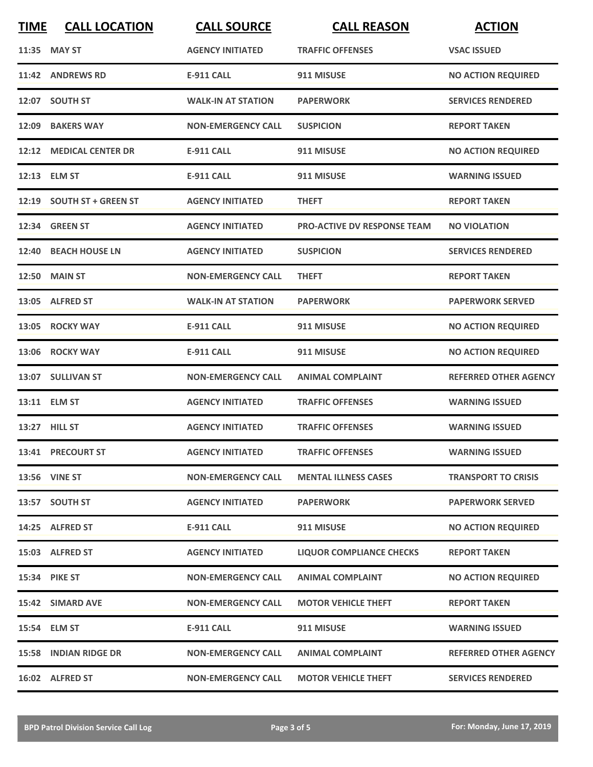| TIME | CALL LOCATION | CALL SOURCE | CALL REASON | ACTION |
|---|---|---|---|---|
| 11:35 | MAY ST | AGENCY INITIATED | TRAFFIC OFFENSES | VSAC ISSUED |
| 11:42 | ANDREWS RD | E-911 CALL | 911 MISUSE | NO ACTION REQUIRED |
| 12:07 | SOUTH ST | WALK-IN AT STATION | PAPERWORK | SERVICES RENDERED |
| 12:09 | BAKERS WAY | NON-EMERGENCY CALL | SUSPICION | REPORT TAKEN |
| 12:12 | MEDICAL CENTER DR | E-911 CALL | 911 MISUSE | NO ACTION REQUIRED |
| 12:13 | ELM ST | E-911 CALL | 911 MISUSE | WARNING ISSUED |
| 12:19 | SOUTH ST + GREEN ST | AGENCY INITIATED | THEFT | REPORT TAKEN |
| 12:34 | GREEN ST | AGENCY INITIATED | PRO-ACTIVE DV RESPONSE TEAM | NO VIOLATION |
| 12:40 | BEACH HOUSE LN | AGENCY INITIATED | SUSPICION | SERVICES RENDERED |
| 12:50 | MAIN ST | NON-EMERGENCY CALL | THEFT | REPORT TAKEN |
| 13:05 | ALFRED ST | WALK-IN AT STATION | PAPERWORK | PAPERWORK SERVED |
| 13:05 | ROCKY WAY | E-911 CALL | 911 MISUSE | NO ACTION REQUIRED |
| 13:06 | ROCKY WAY | E-911 CALL | 911 MISUSE | NO ACTION REQUIRED |
| 13:07 | SULLIVAN ST | NON-EMERGENCY CALL | ANIMAL COMPLAINT | REFERRED OTHER AGENCY |
| 13:11 | ELM ST | AGENCY INITIATED | TRAFFIC OFFENSES | WARNING ISSUED |
| 13:27 | HILL ST | AGENCY INITIATED | TRAFFIC OFFENSES | WARNING ISSUED |
| 13:41 | PRECOURT ST | AGENCY INITIATED | TRAFFIC OFFENSES | WARNING ISSUED |
| 13:56 | VINE ST | NON-EMERGENCY CALL | MENTAL ILLNESS CASES | TRANSPORT TO CRISIS |
| 13:57 | SOUTH ST | AGENCY INITIATED | PAPERWORK | PAPERWORK SERVED |
| 14:25 | ALFRED ST | E-911 CALL | 911 MISUSE | NO ACTION REQUIRED |
| 15:03 | ALFRED ST | AGENCY INITIATED | LIQUOR COMPLIANCE CHECKS | REPORT TAKEN |
| 15:34 | PIKE ST | NON-EMERGENCY CALL | ANIMAL COMPLAINT | NO ACTION REQUIRED |
| 15:42 | SIMARD AVE | NON-EMERGENCY CALL | MOTOR VEHICLE THEFT | REPORT TAKEN |
| 15:54 | ELM ST | E-911 CALL | 911 MISUSE | WARNING ISSUED |
| 15:58 | INDIAN RIDGE DR | NON-EMERGENCY CALL | ANIMAL COMPLAINT | REFERRED OTHER AGENCY |
| 16:02 | ALFRED ST | NON-EMERGENCY CALL | MOTOR VEHICLE THEFT | SERVICES RENDERED |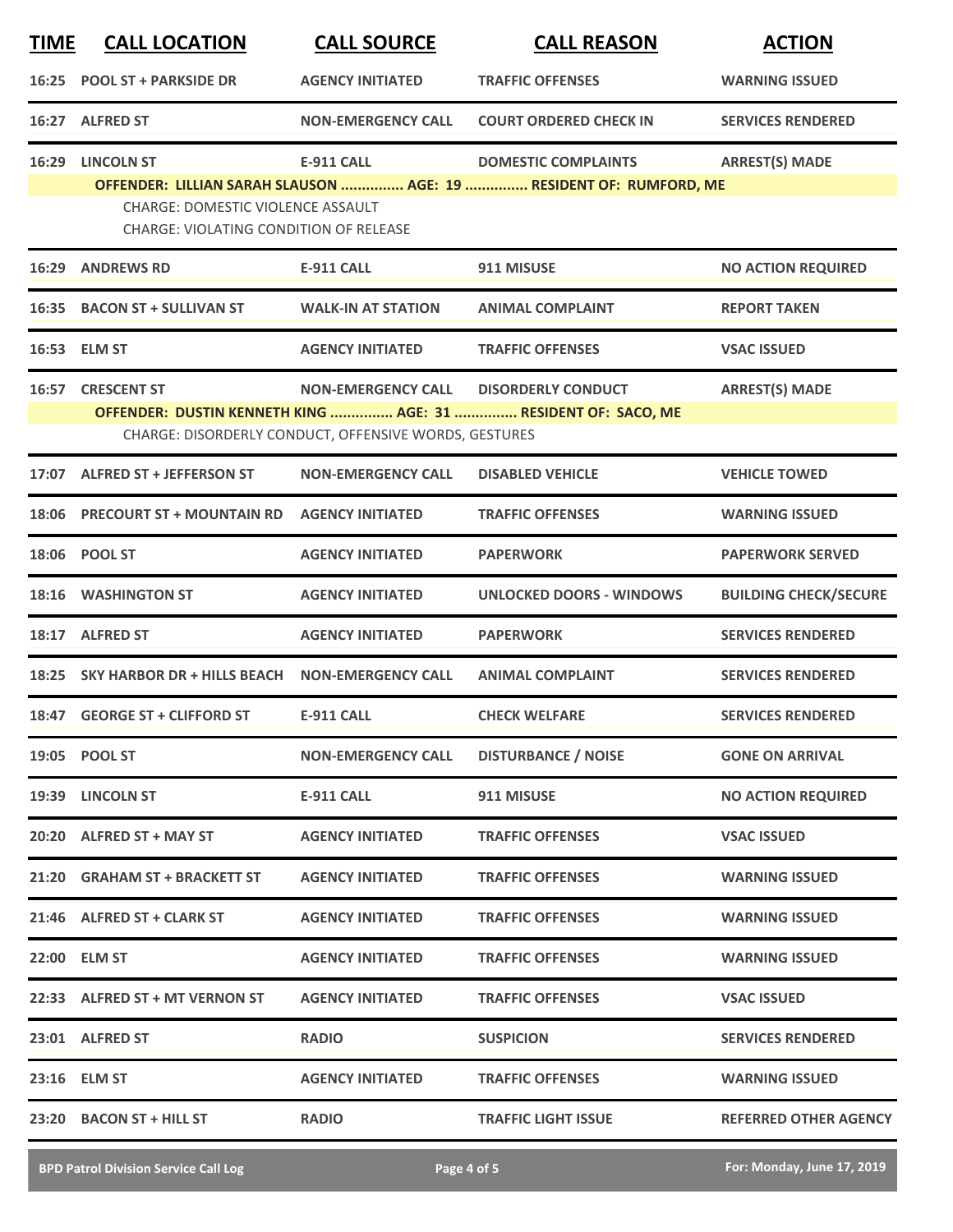| TIME | CALL LOCATION | CALL SOURCE | CALL REASON | ACTION |
|---|---|---|---|---|
| 16:25 | POOL ST + PARKSIDE DR | AGENCY INITIATED | TRAFFIC OFFENSES | WARNING ISSUED |
| 16:27 | ALFRED ST | NON-EMERGENCY CALL | COURT ORDERED CHECK IN | SERVICES RENDERED |
| 16:29 | LINCOLN ST | E-911 CALL | DOMESTIC COMPLAINTS | ARREST(S) MADE |
| | **OFFENDER: LILLIAN SARAH SLAUSON ............... AGE: 19 ............... RESIDENT OF: RUMFORD, ME** | | | |
| | CHARGE: DOMESTIC VIOLENCE ASSAULT | | | |
| | CHARGE: VIOLATING CONDITION OF RELEASE | | | |
| 16:29 | ANDREWS RD | E-911 CALL | 911 MISUSE | NO ACTION REQUIRED |
| 16:35 | BACON ST + SULLIVAN ST | WALK-IN AT STATION | ANIMAL COMPLAINT | REPORT TAKEN |
| 16:53 | ELM ST | AGENCY INITIATED | TRAFFIC OFFENSES | VSAC ISSUED |
| 16:57 | CRESCENT ST | NON-EMERGENCY CALL | DISORDERLY CONDUCT | ARREST(S) MADE |
| | **OFFENDER: DUSTIN KENNETH KING ............... AGE: 31 ............... RESIDENT OF: SACO, ME** | | | |
| | CHARGE: DISORDERLY CONDUCT, OFFENSIVE WORDS, GESTURES | | | |
| 17:07 | ALFRED ST + JEFFERSON ST | NON-EMERGENCY CALL | DISABLED VEHICLE | VEHICLE TOWED |
| 18:06 | PRECOURT ST + MOUNTAIN RD | AGENCY INITIATED | TRAFFIC OFFENSES | WARNING ISSUED |
| 18:06 | POOL ST | AGENCY INITIATED | PAPERWORK | PAPERWORK SERVED |
| 18:16 | WASHINGTON ST | AGENCY INITIATED | UNLOCKED DOORS - WINDOWS | BUILDING CHECK/SECURE |
| 18:17 | ALFRED ST | AGENCY INITIATED | PAPERWORK | SERVICES RENDERED |
| 18:25 | SKY HARBOR DR + HILLS BEACH | NON-EMERGENCY CALL | ANIMAL COMPLAINT | SERVICES RENDERED |
| 18:47 | GEORGE ST + CLIFFORD ST | E-911 CALL | CHECK WELFARE | SERVICES RENDERED |
| 19:05 | POOL ST | NON-EMERGENCY CALL | DISTURBANCE / NOISE | GONE ON ARRIVAL |
| 19:39 | LINCOLN ST | E-911 CALL | 911 MISUSE | NO ACTION REQUIRED |
| 20:20 | ALFRED ST + MAY ST | AGENCY INITIATED | TRAFFIC OFFENSES | VSAC ISSUED |
| 21:20 | GRAHAM ST + BRACKETT ST | AGENCY INITIATED | TRAFFIC OFFENSES | WARNING ISSUED |
| 21:46 | ALFRED ST + CLARK ST | AGENCY INITIATED | TRAFFIC OFFENSES | WARNING ISSUED |
| 22:00 | ELM ST | AGENCY INITIATED | TRAFFIC OFFENSES | WARNING ISSUED |
| 22:33 | ALFRED ST + MT VERNON ST | AGENCY INITIATED | TRAFFIC OFFENSES | VSAC ISSUED |
| 23:01 | ALFRED ST | RADIO | SUSPICION | SERVICES RENDERED |
| 23:16 | ELM ST | AGENCY INITIATED | TRAFFIC OFFENSES | WARNING ISSUED |
| 23:20 | BACON ST + HILL ST | RADIO | TRAFFIC LIGHT ISSUE | REFERRED OTHER AGENCY |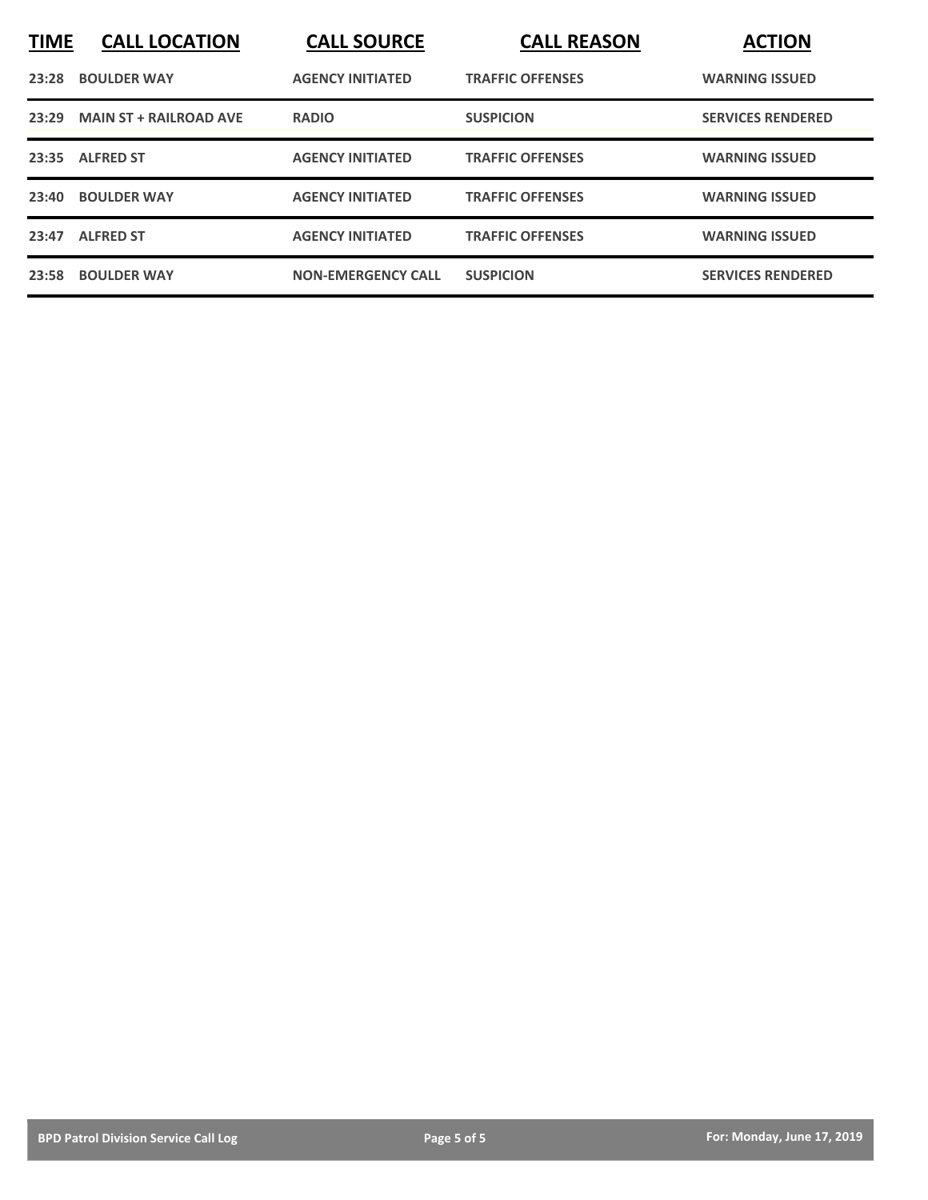| TIME | CALL LOCATION | CALL SOURCE | CALL REASON | ACTION |
|---|---|---|---|---|
| 23:28 | BOULDER WAY | AGENCY INITIATED | TRAFFIC OFFENSES | WARNING ISSUED |
| 23:29 | MAIN ST + RAILROAD AVE | RADIO | SUSPICION | SERVICES RENDERED |
| 23:35 | ALFRED ST | AGENCY INITIATED | TRAFFIC OFFENSES | WARNING ISSUED |
| 23:40 | BOULDER WAY | AGENCY INITIATED | TRAFFIC OFFENSES | WARNING ISSUED |
| 23:47 | ALFRED ST | AGENCY INITIATED | TRAFFIC OFFENSES | WARNING ISSUED |
| 23:58 | BOULDER WAY | NON-EMERGENCY CALL | SUSPICION | SERVICES RENDERED |